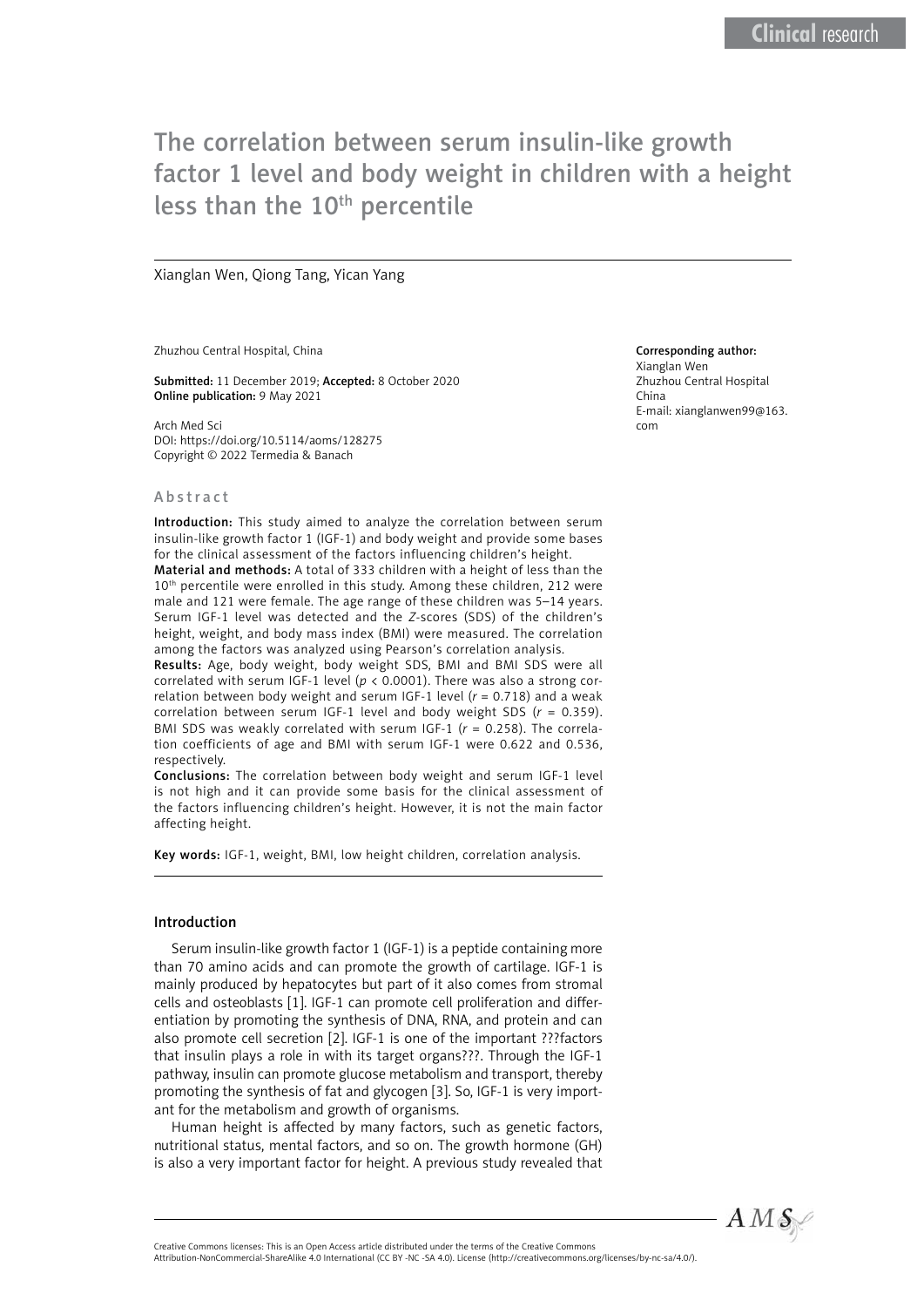# The correlation between serum insulin-like growth factor 1 level and body weight in children with a height less than the 10th percentile

Xianglan Wen, Qiong Tang, Yican Yang

Zhuzhou Central Hospital, China

**Submitted:** 11 December 2019; **Accepted:** 8 October 2020
**Online publication:** 9 May 2021

Arch Med Sci
DOI: https://doi.org/10.5114/aoms/128275
Copyright © 2022 Termedia & Banach

**Corresponding author:**
Xianglan Wen
Zhuzhou Central Hospital
China
E-mail: xianglanwen99@163.com

## Abstract

**Introduction:** This study aimed to analyze the correlation between serum insulin-like growth factor 1 (IGF-1) and body weight and provide some bases for the clinical assessment of the factors influencing children's height.

**Material and methods:** A total of 333 children with a height of less than the 10th percentile were enrolled in this study. Among these children, 212 were male and 121 were female. The age range of these children was 5–14 years. Serum IGF-1 level was detected and the *Z*-scores (SDS) of the children's height, weight, and body mass index (BMI) were measured. The correlation among the factors was analyzed using Pearson's correlation analysis.

**Results:** Age, body weight, body weight SDS, BMI and BMI SDS were all correlated with serum IGF-1 level ($p < 0.0001$). There was also a strong correlation between body weight and serum IGF-1 level ($r = 0.718$) and a weak correlation between serum IGF-1 level and body weight SDS ($r = 0.359$). BMI SDS was weakly correlated with serum IGF-1 ($r = 0.258$). The correlation coefficients of age and BMI with serum IGF-1 were 0.622 and 0.536, respectively.

**Conclusions:** The correlation between body weight and serum IGF-1 level is not high and it can provide some basis for the clinical assessment of the factors influencing children's height. However, it is not the main factor affecting height.

**Key words:** IGF-1, weight, BMI, low height children, correlation analysis.

## Introduction

Serum insulin-like growth factor 1 (IGF-1) is a peptide containing more than 70 amino acids and can promote the growth of cartilage. IGF-1 is mainly produced by hepatocytes but part of it also comes from stromal cells and osteoblasts [1]. IGF-1 can promote cell proliferation and differentiation by promoting the synthesis of DNA, RNA, and protein and can also promote cell secretion [2]. IGF-1 is one of the important ???factors that insulin plays a role in with its target organs???. Through the IGF-1 pathway, insulin can promote glucose metabolism and transport, thereby promoting the synthesis of fat and glycogen [3]. So, IGF-1 is very important for the metabolism and growth of organisms.

Human height is affected by many factors, such as genetic factors, nutritional status, mental factors, and so on. The growth hormone (GH) is also a very important factor for height. A previous study revealed that

Creative Commons licenses: This is an Open Access article distributed under the terms of the Creative Commons Attribution-NonCommercial-ShareAlike 4.0 International (CC BY -NC -SA 4.0). License (http://creativecommons.org/licenses/by-nc-sa/4.0/).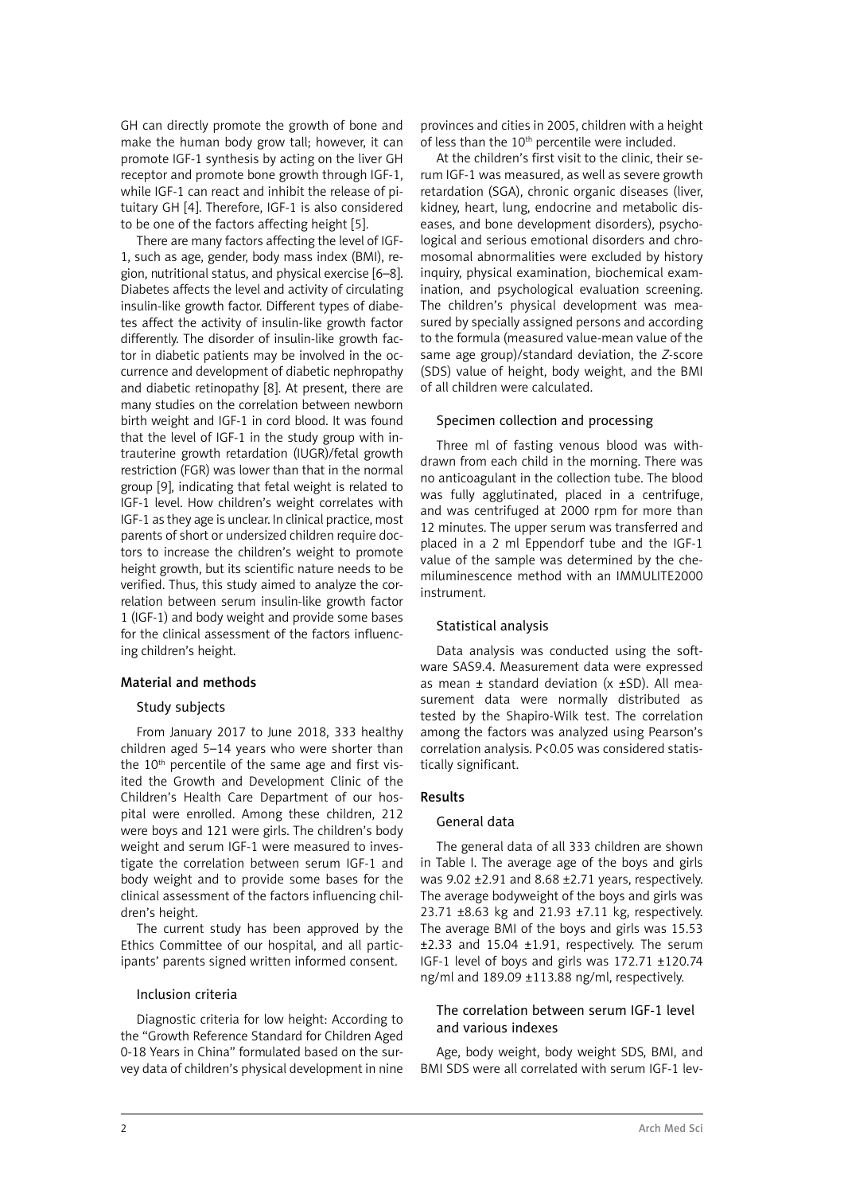GH can directly promote the growth of bone and make the human body grow tall; however, it can promote IGF-1 synthesis by acting on the liver GH receptor and promote bone growth through IGF-1, while IGF-1 can react and inhibit the release of pituitary GH [4]. Therefore, IGF-1 is also considered to be one of the factors affecting height [5].

There are many factors affecting the level of IGF-1, such as age, gender, body mass index (BMI), region, nutritional status, and physical exercise [6–8]. Diabetes affects the level and activity of circulating insulin-like growth factor. Different types of diabetes affect the activity of insulin-like growth factor differently. The disorder of insulin-like growth factor in diabetic patients may be involved in the occurrence and development of diabetic nephropathy and diabetic retinopathy [8]. At present, there are many studies on the correlation between newborn birth weight and IGF-1 in cord blood. It was found that the level of IGF-1 in the study group with intrauterine growth retardation (IUGR)/fetal growth restriction (FGR) was lower than that in the normal group [9], indicating that fetal weight is related to IGF-1 level. How children's weight correlates with IGF-1 as they age is unclear. In clinical practice, most parents of short or undersized children require doctors to increase the children's weight to promote height growth, but its scientific nature needs to be verified. Thus, this study aimed to analyze the correlation between serum insulin-like growth factor 1 (IGF-1) and body weight and provide some bases for the clinical assessment of the factors influencing children's height.

## Material and methods

### Study subjects

From January 2017 to June 2018, 333 healthy children aged 5–14 years who were shorter than the 10th percentile of the same age and first visited the Growth and Development Clinic of the Children's Health Care Department of our hospital were enrolled. Among these children, 212 were boys and 121 were girls. The children's body weight and serum IGF-1 were measured to investigate the correlation between serum IGF-1 and body weight and to provide some bases for the clinical assessment of the factors influencing children's height.

The current study has been approved by the Ethics Committee of our hospital, and all participants' parents signed written informed consent.

### Inclusion criteria

Diagnostic criteria for low height: According to the "Growth Reference Standard for Children Aged 0-18 Years in China" formulated based on the survey data of children's physical development in nine provinces and cities in 2005, children with a height of less than the 10th percentile were included.

At the children's first visit to the clinic, their serum IGF-1 was measured, as well as severe growth retardation (SGA), chronic organic diseases (liver, kidney, heart, lung, endocrine and metabolic diseases, and bone development disorders), psychological and serious emotional disorders and chromosomal abnormalities were excluded by history inquiry, physical examination, biochemical examination, and psychological evaluation screening. The children's physical development was measured by specially assigned persons and according to the formula (measured value-mean value of the same age group)/standard deviation, the *Z*-score (SDS) value of height, body weight, and the BMI of all children were calculated.

### Specimen collection and processing

Three ml of fasting venous blood was withdrawn from each child in the morning. There was no anticoagulant in the collection tube. The blood was fully agglutinated, placed in a centrifuge, and was centrifuged at 2000 rpm for more than 12 minutes. The upper serum was transferred and placed in a 2 ml Eppendorf tube and the IGF-1 value of the sample was determined by the chemiluminescence method with an IMMULITE2000 instrument.

### Statistical analysis

Data analysis was conducted using the software SAS9.4. Measurement data were expressed as mean ± standard deviation (x ±SD). All measurement data were normally distributed as tested by the Shapiro-Wilk test. The correlation among the factors was analyzed using Pearson's correlation analysis. $P<0.05$ was considered statistically significant.

## Results

### General data

The general data of all 333 children are shown in Table I. The average age of the boys and girls was 9.02 ±2.91 and 8.68 ±2.71 years, respectively. The average bodyweight of the boys and girls was 23.71 ±8.63 kg and 21.93 ±7.11 kg, respectively. The average BMI of the boys and girls was 15.53 ±2.33 and 15.04 ±1.91, respectively. The serum IGF-1 level of boys and girls was 172.71 ±120.74 ng/ml and 189.09 ±113.88 ng/ml, respectively.

### The correlation between serum IGF-1 level and various indexes

Age, body weight, body weight SDS, BMI, and BMI SDS were all correlated with serum IGF-1 lev-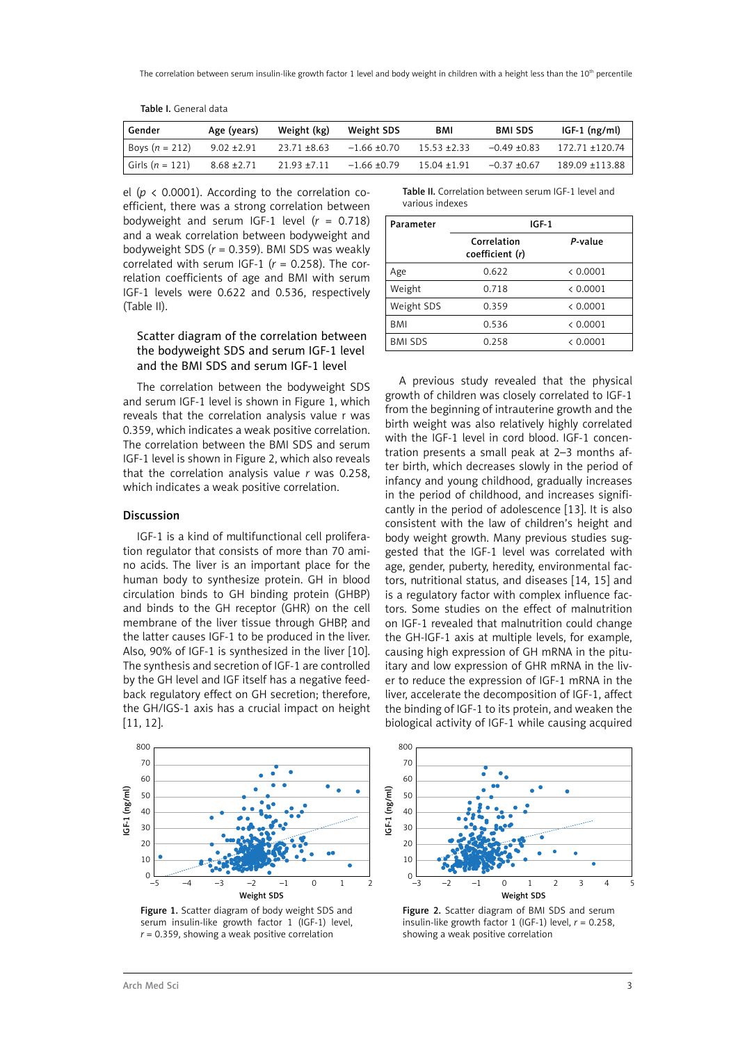Table I. General data

| Gender | Age (years) | Weight (kg) | Weight SDS | BMI | BMI SDS | IGF-1 (ng/ml) |
|---|---|---|---|---|---|---|
| Boys ($n$ = 212) | 9.02 ±2.91 | 23.71 ±8.63 | –1.66 ±0.70 | 15.53 ±2.33 | –0.49 ±0.83 | 172.71 ±120.74 |
| Girls ($n$ = 121) | 8.68 ±2.71 | 21.93 ±7.11 | –1.66 ±0.79 | 15.04 ±1.91 | –0.37 ±0.67 | 189.09 ±113.88 |

el ($p$ < 0.0001). According to the correlation coefficient, there was a strong correlation between bodyweight and serum IGF-1 level ($r$ = 0.718) and a weak correlation between bodyweight and bodyweight SDS ($r$ = 0.359). BMI SDS was weakly correlated with serum IGF-1 ($r$ = 0.258). The correlation coefficients of age and BMI with serum IGF-1 levels were 0.622 and 0.536, respectively (Table II).

Table II. Correlation between serum IGF-1 level and various indexes

| Parameter | IGF-1 | |
|---|---|---|
| | Correlation coefficient ($r$) | $P$-value |
| Age | 0.622 | < 0.0001 |
| Weight | 0.718 | < 0.0001 |
| Weight SDS | 0.359 | < 0.0001 |
| BMI | 0.536 | < 0.0001 |
| BMI SDS | 0.258 | < 0.0001 |

### Scatter diagram of the correlation between the bodyweight SDS and serum IGF-1 level and the BMI SDS and serum IGF-1 level

The correlation between the bodyweight SDS and serum IGF-1 level is shown in Figure 1, which reveals that the correlation analysis value r was 0.359, which indicates a weak positive correlation. The correlation between the BMI SDS and serum IGF-1 level is shown in Figure 2, which also reveals that the correlation analysis value $r$ was 0.258, which indicates a weak positive correlation.

## Discussion

IGF-1 is a kind of multifunctional cell proliferation regulator that consists of more than 70 amino acids. The liver is an important place for the human body to synthesize protein. GH in blood circulation binds to GH binding protein (GHBP) and binds to the GH receptor (GHR) on the cell membrane of the liver tissue through GHBP, and the latter causes IGF-1 to be produced in the liver. Also, 90% of IGF-1 is synthesized in the liver [10]. The synthesis and secretion of IGF-1 are controlled by the GH level and IGF itself has a negative feedback regulatory effect on GH secretion; therefore, the GH/IGS-1 axis has a crucial impact on height [11, 12].

A previous study revealed that the physical growth of children was closely correlated to IGF-1 from the beginning of intrauterine growth and the birth weight was also relatively highly correlated with the IGF-1 level in cord blood. IGF-1 concentration presents a small peak at 2–3 months after birth, which decreases slowly in the period of infancy and young childhood, gradually increases in the period of childhood, and increases significantly in the period of adolescence [13]. It is also consistent with the law of children's height and body weight growth. Many previous studies suggested that the IGF-1 level was correlated with age, gender, puberty, heredity, environmental factors, nutritional status, and diseases [14, 15] and is a regulatory factor with complex influence factors. Some studies on the effect of malnutrition on IGF-1 revealed that malnutrition could change the GH-IGF-1 axis at multiple levels, for example, causing high expression of GH mRNA in the pituitary and low expression of GHR mRNA in the liver to reduce the expression of IGF-1 mRNA in the liver, accelerate the decomposition of IGF-1, affect the binding of IGF-1 to its protein, and weaken the biological activity of IGF-1 while causing acquired

Figure 1. Scatter diagram of body weight SDS and serum insulin-like growth factor 1 (IGF-1) level, $r$ = 0.359, showing a weak positive correlation

Figure 2. Scatter diagram of BMI SDS and serum insulin-like growth factor 1 (IGF-1) level, $r$ = 0.258, showing a weak positive correlation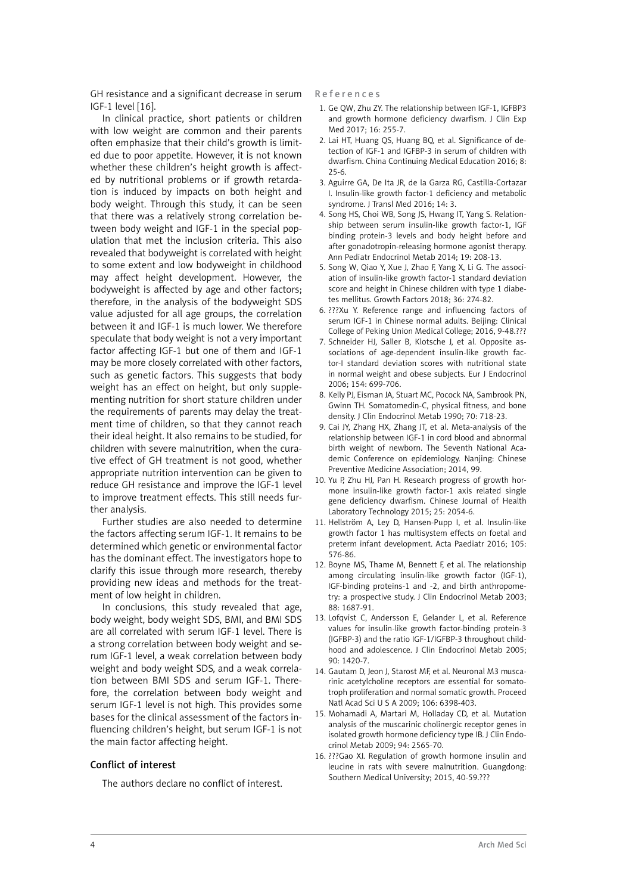GH resistance and a significant decrease in serum IGF-1 level [16].

In clinical practice, short patients or children with low weight are common and their parents often emphasize that their child's growth is limited due to poor appetite. However, it is not known whether these children's height growth is affected by nutritional problems or if growth retardation is induced by impacts on both height and body weight. Through this study, it can be seen that there was a relatively strong correlation between body weight and IGF-1 in the special population that met the inclusion criteria. This also revealed that bodyweight is correlated with height to some extent and low bodyweight in childhood may affect height development. However, the bodyweight is affected by age and other factors; therefore, in the analysis of the bodyweight SDS value adjusted for all age groups, the correlation between it and IGF-1 is much lower. We therefore speculate that body weight is not a very important factor affecting IGF-1 but one of them and IGF-1 may be more closely correlated with other factors, such as genetic factors. This suggests that body weight has an effect on height, but only supplementing nutrition for short stature children under the requirements of parents may delay the treatment time of children, so that they cannot reach their ideal height. It also remains to be studied, for children with severe malnutrition, when the curative effect of GH treatment is not good, whether appropriate nutrition intervention can be given to reduce GH resistance and improve the IGF-1 level to improve treatment effects. This still needs further analysis.

Further studies are also needed to determine the factors affecting serum IGF-1. It remains to be determined which genetic or environmental factor has the dominant effect. The investigators hope to clarify this issue through more research, thereby providing new ideas and methods for the treatment of low height in children.

In conclusions, this study revealed that age, body weight, body weight SDS, BMI, and BMI SDS are all correlated with serum IGF-1 level. There is a strong correlation between body weight and serum IGF-1 level, a weak correlation between body weight and body weight SDS, and a weak correlation between BMI SDS and serum IGF-1. Therefore, the correlation between body weight and serum IGF-1 level is not high. This provides some bases for the clinical assessment of the factors influencing children's height, but serum IGF-1 is not the main factor affecting height.

## Conflict of interest

The authors declare no conflict of interest.

## References

1. Ge QW, Zhu ZY. The relationship between IGF-1, IGFBP3 and growth hormone deficiency dwarfism. J Clin Exp Med 2017; 16: 255-7.
2. Lai HT, Huang QS, Huang BQ, et al. Significance of detection of IGF-1 and IGFBP-3 in serum of children with dwarfism. China Continuing Medical Education 2016; 8: 25-6.
3. Aguirre GA, De Ita JR, de la Garza RG, Castilla-Cortazar I. Insulin-like growth factor-1 deficiency and metabolic syndrome. J Transl Med 2016; 14: 3.
4. Song HS, Choi WB, Song JS, Hwang IT, Yang S. Relationship between serum insulin-like growth factor-1, IGF binding protein-3 levels and body height before and after gonadotropin-releasing hormone agonist therapy. Ann Pediatr Endocrinol Metab 2014; 19: 208-13.
5. Song W, Qiao Y, Xue J, Zhao F, Yang X, Li G. The association of insulin-like growth factor-1 standard deviation score and height in Chinese children with type 1 diabetes mellitus. Growth Factors 2018; 36: 274-82.
6. ???Xu Y. Reference range and influencing factors of serum IGF-1 in Chinese normal adults. Beijing: Clinical College of Peking Union Medical College; 2016, 9-48.???
7. Schneider HJ, Saller B, Klotsche J, et al. Opposite associations of age-dependent insulin-like growth factor-I standard deviation scores with nutritional state in normal weight and obese subjects. Eur J Endocrinol 2006; 154: 699-706.
8. Kelly PJ, Eisman JA, Stuart MC, Pocock NA, Sambrook PN, Gwinn TH. Somatomedin-C, physical fitness, and bone density. J Clin Endocrinol Metab 1990; 70: 718-23.
9. Cai JY, Zhang HX, Zhang JT, et al. Meta-analysis of the relationship between IGF-1 in cord blood and abnormal birth weight of newborn. The Seventh National Academic Conference on epidemiology. Nanjing: Chinese Preventive Medicine Association; 2014, 99.
10. Yu P, Zhu HJ, Pan H. Research progress of growth hormone insulin-like growth factor-1 axis related single gene deficiency dwarfism. Chinese Journal of Health Laboratory Technology 2015; 25: 2054-6.
11. Hellström A, Ley D, Hansen-Pupp I, et al. Insulin-like growth factor 1 has multisystem effects on foetal and preterm infant development. Acta Paediatr 2016; 105: 576-86.
12. Boyne MS, Thame M, Bennett F, et al. The relationship among circulating insulin-like growth factor (IGF-1), IGF-binding proteins-1 and -2, and birth anthropometry: a prospective study. J Clin Endocrinol Metab 2003; 88: 1687-91.
13. Lofqvist C, Andersson E, Gelander L, et al. Reference values for insulin-like growth factor-binding protein-3 (IGFBP-3) and the ratio IGF-1/IGFBP-3 throughout childhood and adolescence. J Clin Endocrinol Metab 2005; 90: 1420-7.
14. Gautam D, Jeon J, Starost MF, et al. Neuronal M3 muscarinic acetylcholine receptors are essential for somatotroph proliferation and normal somatic growth. Proceed Natl Acad Sci U S A 2009; 106: 6398-403.
15. Mohamadi A, Martari M, Holladay CD, et al. Mutation analysis of the muscarinic cholinergic receptor genes in isolated growth hormone deficiency type IB. J Clin Endocrinol Metab 2009; 94: 2565-70.
16. ???Gao XJ. Regulation of growth hormone insulin and leucine in rats with severe malnutrition. Guangdong: Southern Medical University; 2015, 40-59.???